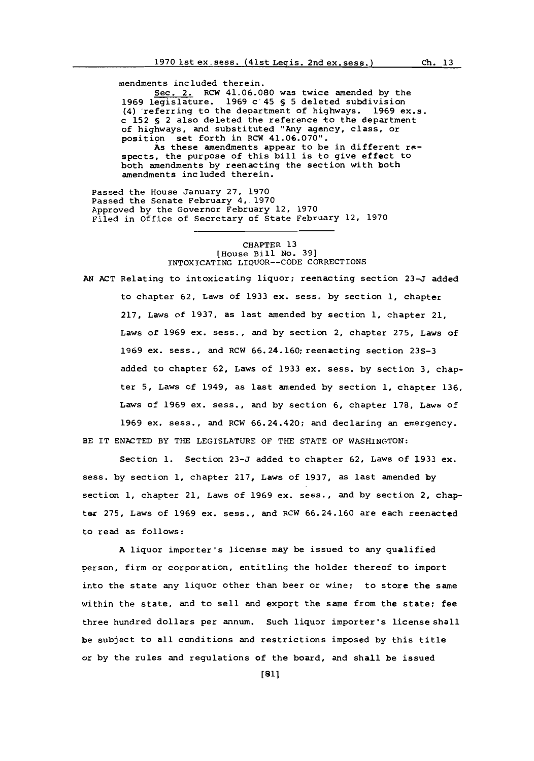mendments included therein.

Sec. 2. RCW 41.06.080 was twice amended by the 1969 legislature. 1969 c 45 § 5 deleted subdivision (4) referring to the department of highways. 1969 ex.s. c 152 § 2 also deleted the reference to the department of highways, and substituted "Any agency, class, or position set forth in RCW 41.06.070".

As these amendments appear to be in different respects, the purpose of this bill is to give effect to both amendments by reenacting the section with both amendments included therein.

Passed the House January 27, 1970
Passed the Senate February 4, 1970
Approved by the Governor February 12, 1970
Filed in Office of Secretary of State February 12, 1970

---

CHAPTER 13
[House Bill No. 39]
INTOXICATING LIQUOR--CODE CORRECTIONS

AN ACT Relating to intoxicating liquor; reenacting section 23-J added to chapter 62, Laws of 1933 ex. sess. by section 1, chapter 217, Laws of 1937, as last amended by section 1, chapter 21, Laws of 1969 ex. sess., and by section 2, chapter 275, Laws of 1969 ex. sess., and RCW 66.24.160; reenacting section 23S-3 added to chapter 62, Laws of 1933 ex. sess. by section 3, chapter 5, Laws of 1949, as last amended by section 1, chapter 136, Laws of 1969 ex. sess., and by section 6, chapter 178, Laws of 1969 ex. sess., and RCW 66.24.420; and declaring an emergency.

BE IT ENACTED BY THE LEGISLATURE OF THE STATE OF WASHINGTON:

Section 1. Section 23-J added to chapter 62, Laws of 1933 ex. sess. by section 1, chapter 217, Laws of 1937, as last amended by section 1, chapter 21, Laws of 1969 ex. sess., and by section 2, chapter 275, Laws of 1969 ex. sess., and RCW 66.24.160 are each reenacted to read as follows:

A liquor importer's license may be issued to any qualified person, firm or corporation, entitling the holder thereof to import into the state any liquor other than beer or wine; to store the same within the state, and to sell and export the same from the state; fee three hundred dollars per annum. Such liquor importer's license shall be subject to all conditions and restrictions imposed by this title or by the rules and regulations of the board, and shall be issued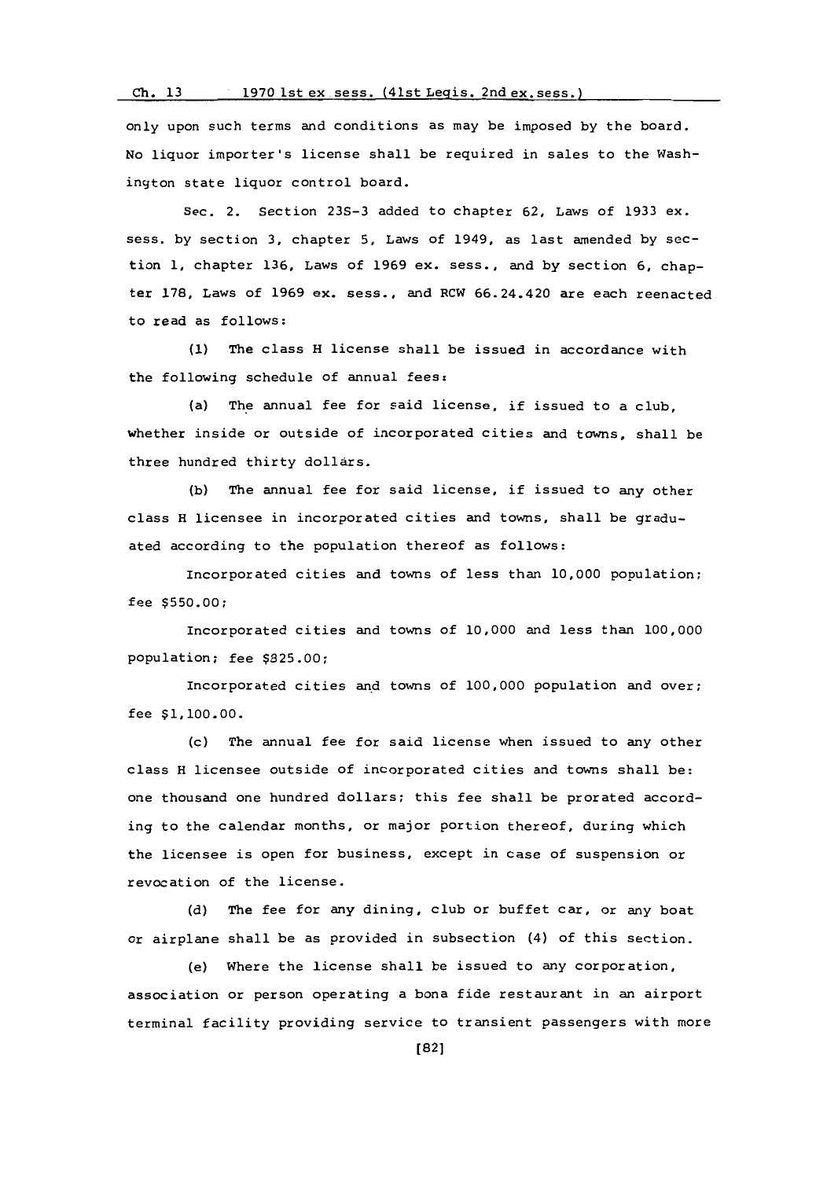only upon such terms and conditions as may be imposed by the board. No liquor importer's license shall be required in sales to the Washington state liquor control board.

Sec. 2. Section 23S-3 added to chapter 62, Laws of 1933 ex. sess. by section 3, chapter 5, Laws of 1949, as last amended by section 1, chapter 136, Laws of 1969 ex. sess., and by section 6, chapter 178, Laws of 1969 ex. sess., and RCW 66.24.420 are each reenacted to read as follows:

(1) The class H license shall be issued in accordance with the following schedule of annual fees:

(a) The annual fee for said license, if issued to a club, whether inside or outside of incorporated cities and towns, shall be three hundred thirty dollars.

(b) The annual fee for said license, if issued to any other class H licensee in incorporated cities and towns, shall be graduated according to the population thereof as follows:

Incorporated cities and towns of less than 10,000 population; fee $550.00;

Incorporated cities and towns of 10,000 and less than 100,000 population; fee $825.00;

Incorporated cities and towns of 100,000 population and over; fee $1,100.00.

(c) The annual fee for said license when issued to any other class H licensee outside of incorporated cities and towns shall be: one thousand one hundred dollars; this fee shall be prorated according to the calendar months, or major portion thereof, during which the licensee is open for business, except in case of suspension or revocation of the license.

(d) The fee for any dining, club or buffet car, or any boat or airplane shall be as provided in subsection (4) of this section.

(e) Where the license shall be issued to any corporation, association or person operating a bona fide restaurant in an airport terminal facility providing service to transient passengers with more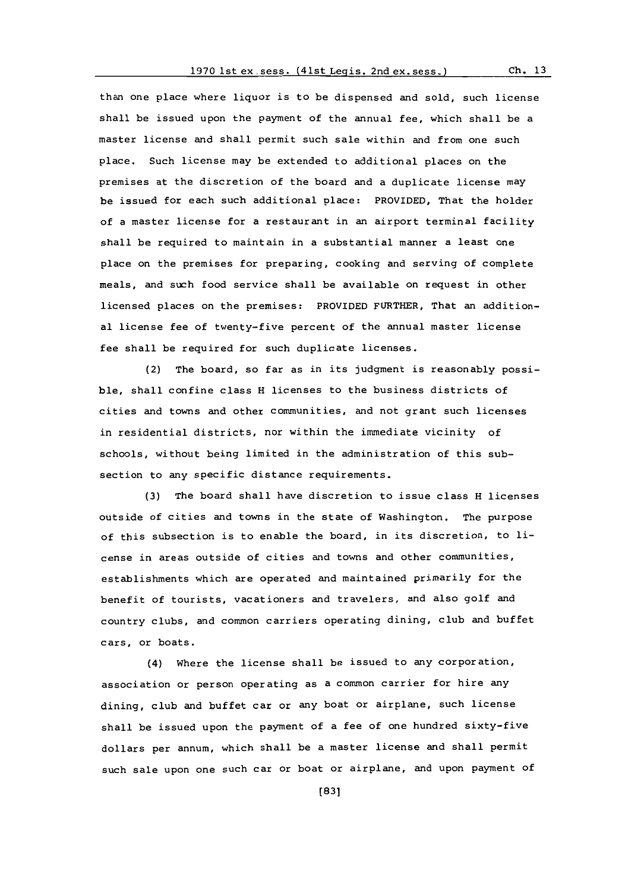than one place where liquor is to be dispensed and sold, such license shall be issued upon the payment of the annual fee, which shall be a master license and shall permit such sale within and from one such place. Such license may be extended to additional places on the premises at the discretion of the board and a duplicate license may be issued for each such additional place: PROVIDED, That the holder of a master license for a restaurant in an airport terminal facility shall be required to maintain in a substantial manner a least one place on the premises for preparing, cooking and serving of complete meals, and such food service shall be available on request in other licensed places on the premises: PROVIDED FURTHER, That an additional license fee of twenty-five percent of the annual master license fee shall be required for such duplicate licenses.

(2) The board, so far as in its judgment is reasonably possible, shall confine class H licenses to the business districts of cities and towns and other communities, and not grant such licenses in residential districts, nor within the immediate vicinity of schools, without being limited in the administration of this subsection to any specific distance requirements.

(3) The board shall have discretion to issue class H licenses outside of cities and towns in the state of Washington. The purpose of this subsection is to enable the board, in its discretion, to license in areas outside of cities and towns and other communities, establishments which are operated and maintained primarily for the benefit of tourists, vacationers and travelers, and also golf and country clubs, and common carriers operating dining, club and buffet cars, or boats.

(4) Where the license shall be issued to any corporation, association or person operating as a common carrier for hire any dining, club and buffet car or any boat or airplane, such license shall be issued upon the payment of a fee of one hundred sixty-five dollars per annum, which shall be a master license and shall permit such sale upon one such car or boat or airplane, and upon payment of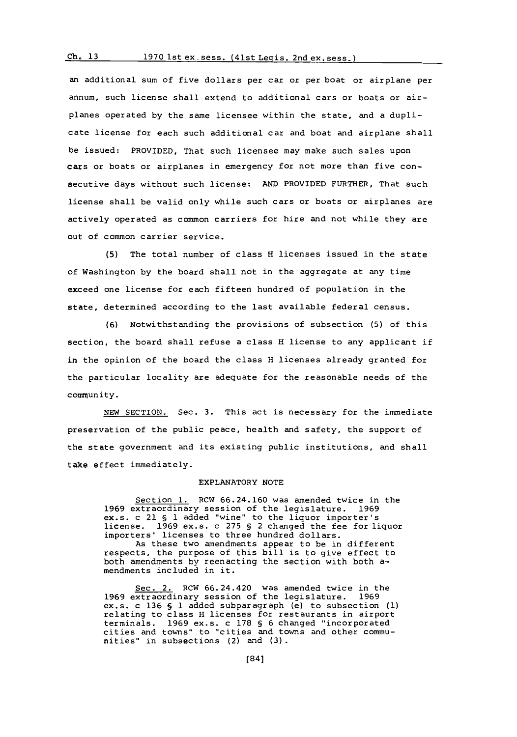an additional sum of five dollars per car or per boat or airplane per annum, such license shall extend to additional cars or boats or airplanes operated by the same licensee within the state, and a duplicate license for each such additional car and boat and airplane shall be issued: PROVIDED, That such licensee may make such sales upon cars or boats or airplanes in emergency for not more than five consecutive days without such license: AND PROVIDED FURTHER, That such license shall be valid only while such cars or boats or airplanes are actively operated as common carriers for hire and not while they are out of common carrier service.

(5) The total number of class H licenses issued in the state of Washington by the board shall not in the aggregate at any time exceed one license for each fifteen hundred of population in the state, determined according to the last available federal census.

(6) Notwithstanding the provisions of subsection (5) of this section, the board shall refuse a class H license to any applicant if in the opinion of the board the class H licenses already granted for the particular locality are adequate for the reasonable needs of the community.

NEW SECTION. Sec. 3. This act is necessary for the immediate preservation of the public peace, health and safety, the support of the state government and its existing public institutions, and shall take effect immediately.

EXPLANATORY NOTE

Section 1. RCW 66.24.160 was amended twice in the 1969 extraordinary session of the legislature. 1969 ex.s. c 21 § 1 added "wine" to the liquor importer's license. 1969 ex.s. c 275 § 2 changed the fee for liquor importers' licenses to three hundred dollars.
As these two amendments appear to be in different respects, the purpose of this bill is to give effect to both amendments by reenacting the section with both amendments included in it.

Sec. 2. RCW 66.24.420 was amended twice in the 1969 extraordinary session of the legislature. 1969 ex.s. c 136 § 1 added subparagraph (e) to subsection (1) relating to class H licenses for restaurants in airport terminals. 1969 ex.s. c 178 § 6 changed "incorporated cities and towns" to "cities and towns and other communities" in subsections (2) and (3).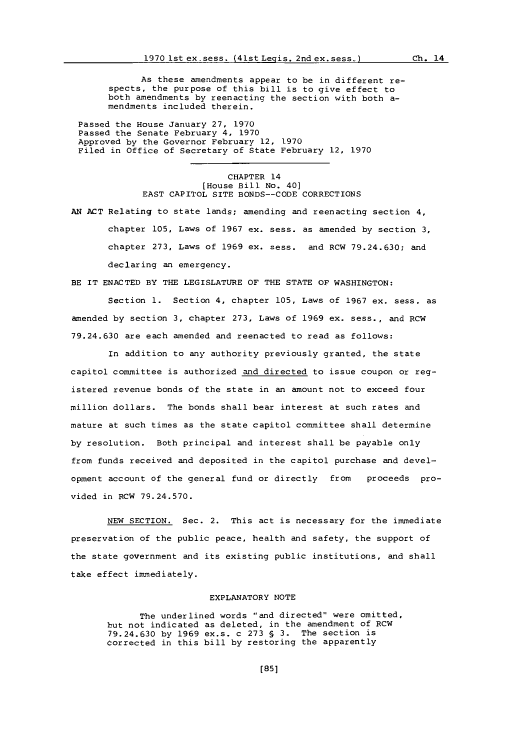As these amendments appear to be in different respects, the purpose of this bill is to give effect to both amendments by reenacting the section with both amendments included therein.

Passed the House January 27, 1970
Passed the Senate February 4, 1970
Approved by the Governor February 12, 1970
Filed in Office of Secretary of State February 12, 1970

---

CHAPTER 14
[House Bill No. 40]
EAST CAPITOL SITE BONDS--CODE CORRECTIONS

AN ACT Relating to state lands; amending and reenacting section 4, chapter 105, Laws of 1967 ex. sess. as amended by section 3, chapter 273, Laws of 1969 ex. sess. and RCW 79.24.630; and declaring an emergency.

BE IT ENACTED BY THE LEGISLATURE OF THE STATE OF WASHINGTON:

Section 1. Section 4, chapter 105, Laws of 1967 ex. sess. as amended by section 3, chapter 273, Laws of 1969 ex. sess., and RCW 79.24.630 are each amended and reenacted to read as follows:

In addition to any authority previously granted, the state capitol committee is authorized <u>and directed</u> to issue coupon or registered revenue bonds of the state in an amount not to exceed four million dollars. The bonds shall bear interest at such rates and mature at such times as the state capitol committee shall determine by resolution. Both principal and interest shall be payable only from funds received and deposited in the capitol purchase and development account of the general fund or directly from proceeds provided in RCW 79.24.570.

<u>NEW SECTION.</u> Sec. 2. This act is necessary for the immediate preservation of the public peace, health and safety, the support of the state government and its existing public institutions, and shall take effect immediately.

EXPLANATORY NOTE

The underlined words "and directed" were omitted, but not indicated as deleted, in the amendment of RCW 79.24.630 by 1969 ex.s. c 273 § 3. The section is corrected in this bill by restoring the apparently